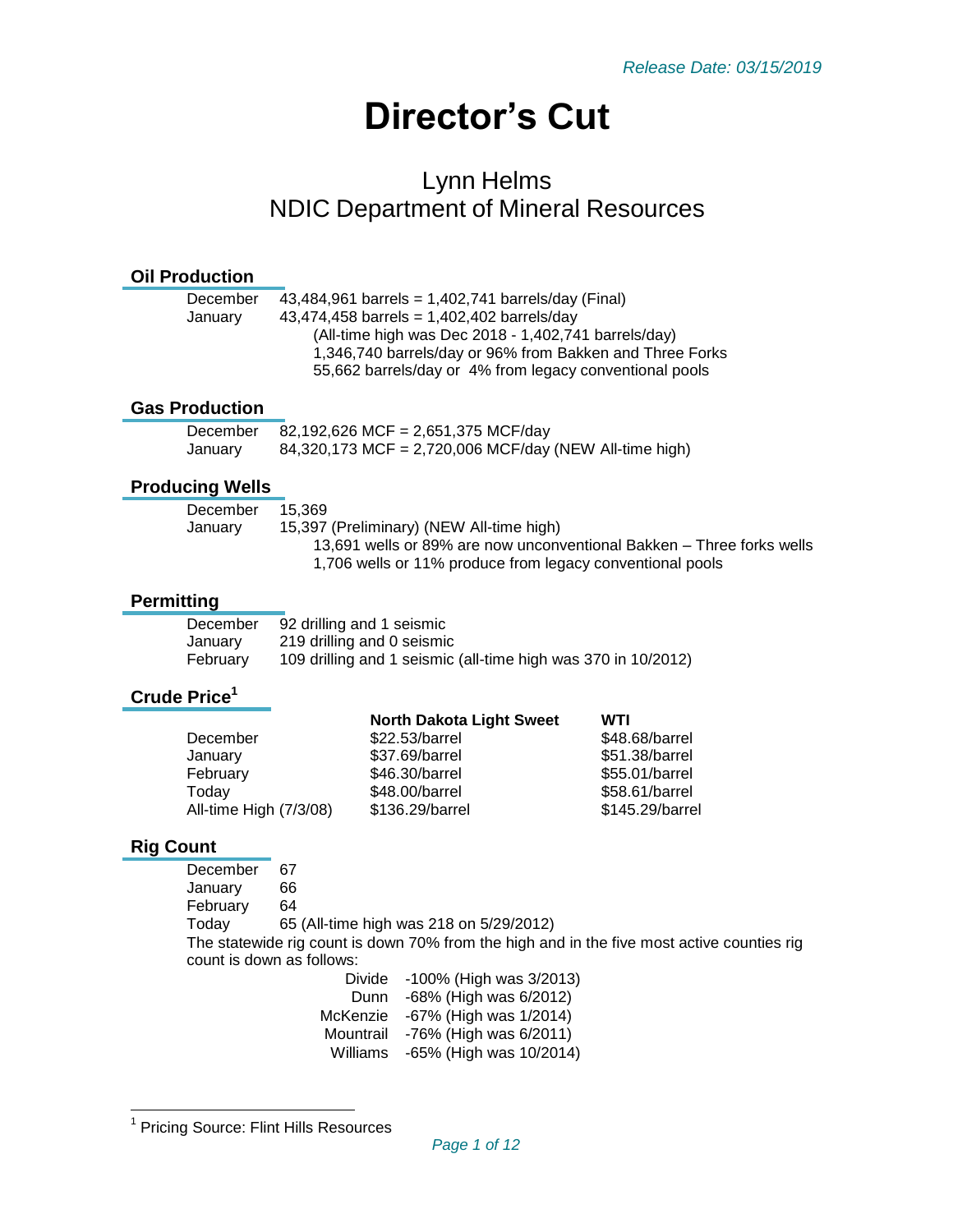*Release Date: 03/15/2019*

# Director's Cut

## Lynn Helms
## NDIC Department of Mineral Resources

### Oil Production

| | |
|---|---|
| December | 43,484,961 barrels = 1,402,741 barrels/day (Final) |
| January | 43,474,458 barrels = 1,402,402 barrels/day |

(All-time high was Dec 2018 - 1,402,741 barrels/day)
1,346,740 barrels/day or 96% from Bakken and Three Forks
55,662 barrels/day or 4% from legacy conventional pools

### Gas Production

| | |
|---|---|
| December | 82,192,626 MCF = 2,651,375 MCF/day |
| January | 84,320,173 MCF = 2,720,006 MCF/day (NEW All-time high) |

### Producing Wells

| | |
|---|---|
| December | 15,369 |
| January | 15,397 (Preliminary) (NEW All-time high) |

13,691 wells or 89% are now unconventional Bakken – Three forks wells
1,706 wells or 11% produce from legacy conventional pools

### Permitting

| | |
|---|---|
| December | 92 drilling and 1 seismic |
| January | 219 drilling and 0 seismic |
| February | 109 drilling and 1 seismic (all-time high was 370 in 10/2012) |

### Crude Price[1]

| | North Dakota Light Sweet | WTI |
|---|---|---|
| December | $22.53/barrel | $48.68/barrel |
| January | $37.69/barrel | $51.38/barrel |
| February | $46.30/barrel | $55.01/barrel |
| Today | $48.00/barrel | $58.61/barrel |
| All-time High (7/3/08) | $136.29/barrel | $145.29/barrel |

### Rig Count

| | |
|---|---|
| December | 67 |
| January | 66 |
| February | 64 |
| Today | 65 (All-time high was 218 on 5/29/2012) |

The statewide rig count is down 70% from the high and in the five most active counties rig count is down as follows:

| | |
|---|---|
| Divide | -100% (High was 3/2013) |
| Dunn | -68% (High was 6/2012) |
| McKenzie | -67% (High was 1/2014) |
| Mountrail | -76% (High was 6/2011) |
| Williams | -65% (High was 10/2014) |

[1] Pricing Source: Flint Hills Resources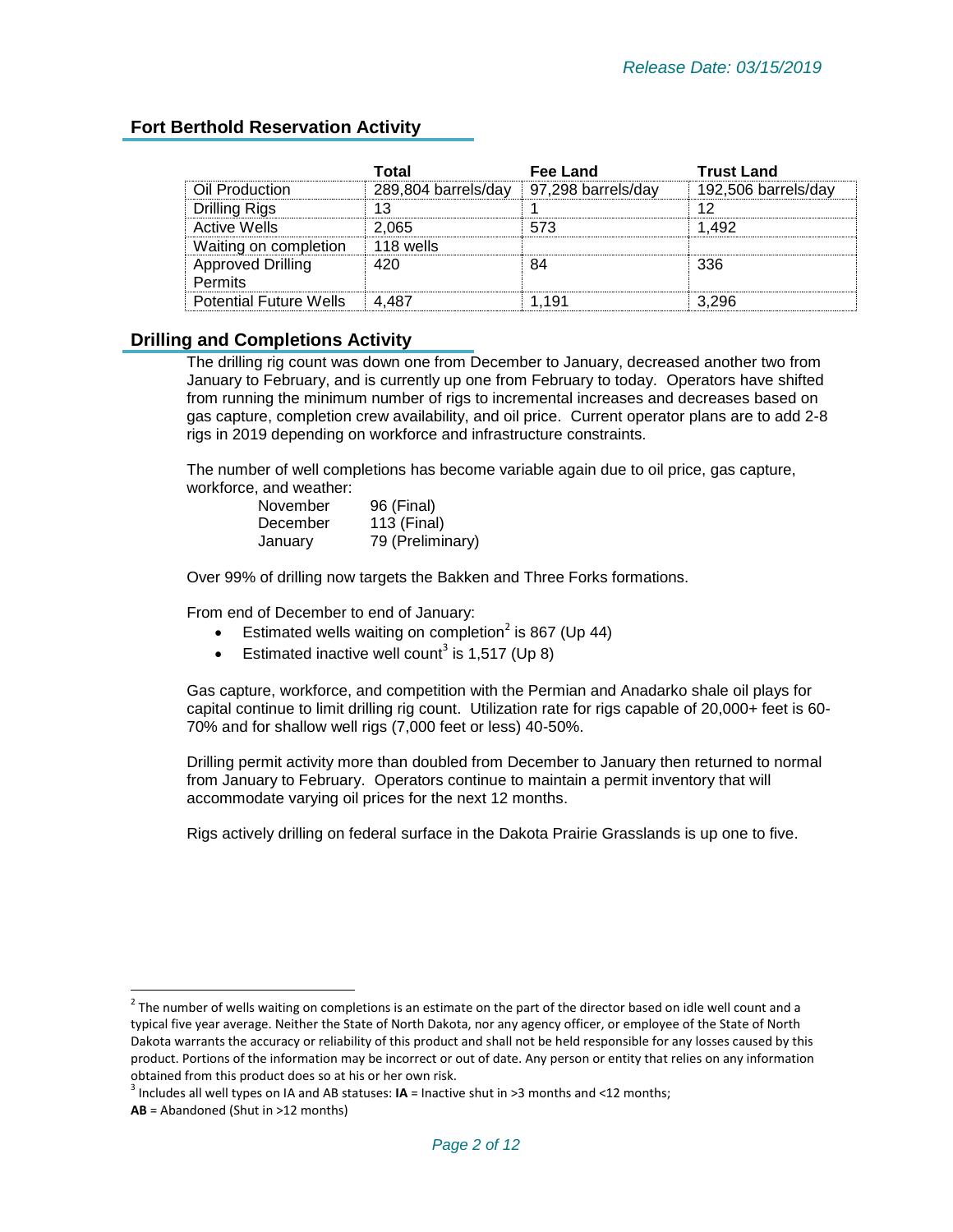## Fort Berthold Reservation Activity

| | Total | Fee Land | Trust Land |
|---|---|---|---|
| Oil Production | 289,804 barrels/day | 97,298 barrels/day | 192,506 barrels/day |
| Drilling Rigs | 13 | 1 | 12 |
| Active Wells | 2,065 | 573 | 1,492 |
| Waiting on completion | 118 wells | | |
| Approved Drilling Permits | 420 | 84 | 336 |
| Potential Future Wells | 4,487 | 1,191 | 3,296 |

## Drilling and Completions Activity

The drilling rig count was down one from December to January, decreased another two from January to February, and is currently up one from February to today. Operators have shifted from running the minimum number of rigs to incremental increases and decreases based on gas capture, completion crew availability, and oil price. Current operator plans are to add 2-8 rigs in 2019 depending on workforce and infrastructure constraints.

The number of well completions has become variable again due to oil price, gas capture, workforce, and weather:

| | |
|---|---|
| November | 96 (Final) |
| December | 113 (Final) |
| January | 79 (Preliminary) |

Over 99% of drilling now targets the Bakken and Three Forks formations.

From end of December to end of January:

- Estimated wells waiting on completion[2] is 867 (Up 44)
- Estimated inactive well count[3] is 1,517 (Up 8)

Gas capture, workforce, and competition with the Permian and Anadarko shale oil plays for capital continue to limit drilling rig count. Utilization rate for rigs capable of 20,000+ feet is 60-70% and for shallow well rigs (7,000 feet or less) 40-50%.

Drilling permit activity more than doubled from December to January then returned to normal from January to February. Operators continue to maintain a permit inventory that will accommodate varying oil prices for the next 12 months.

Rigs actively drilling on federal surface in the Dakota Prairie Grasslands is up one to five.

[2] The number of wells waiting on completions is an estimate on the part of the director based on idle well count and a typical five year average. Neither the State of North Dakota, nor any agency officer, or employee of the State of North Dakota warrants the accuracy or reliability of this product and shall not be held responsible for any losses caused by this product. Portions of the information may be incorrect or out of date. Any person or entity that relies on any information obtained from this product does so at his or her own risk.

[3] Includes all well types on IA and AB statuses: **IA** = Inactive shut in >3 months and <12 months; **AB** = Abandoned (Shut in >12 months)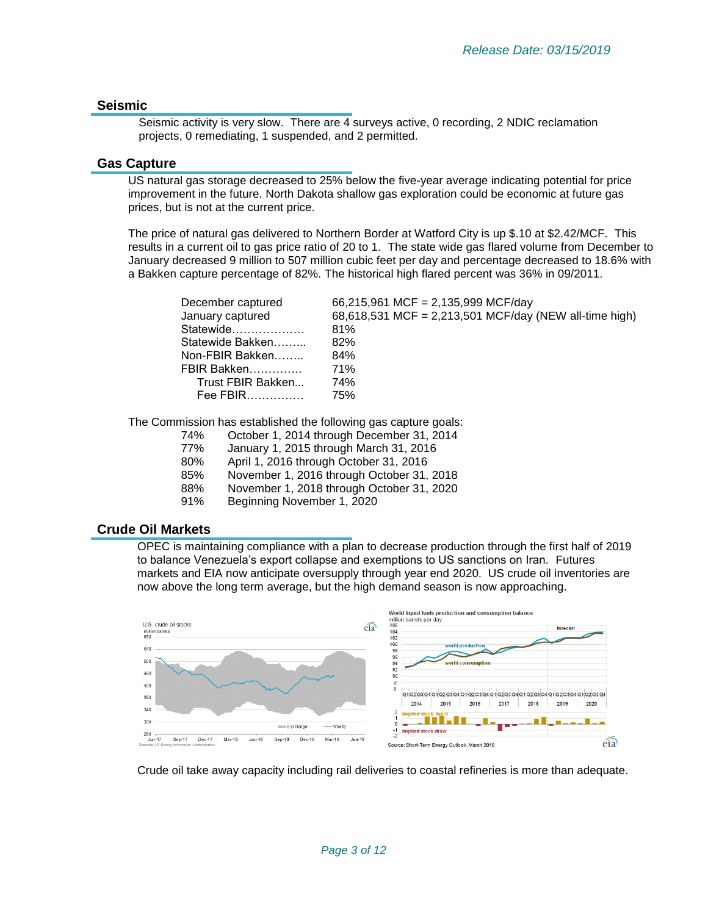Release Date: 03/15/2019

## Seismic

Seismic activity is very slow. There are 4 surveys active, 0 recording, 2 NDIC reclamation projects, 0 remediating, 1 suspended, and 2 permitted.

## Gas Capture

US natural gas storage decreased to 25% below the five-year average indicating potential for price improvement in the future. North Dakota shallow gas exploration could be economic at future gas prices, but is not at the current price.

The price of natural gas delivered to Northern Border at Watford City is up $.10 at $2.42/MCF. This results in a current oil to gas price ratio of 20 to 1. The state wide gas flared volume from December to January decreased 9 million to 507 million cubic feet per day and percentage decreased to 18.6% with a Bakken capture percentage of 82%. The historical high flared percent was 36% in 09/2011.

| | |
|---|---|
| December captured | 66,215,961 MCF = 2,135,999 MCF/day |
| January captured | 68,618,531 MCF = 2,213,501 MCF/day (NEW all-time high) |
| Statewide………………. | 81% |
| Statewide Bakken……... | 82% |
| Non-FBIR Bakken…….. | 84% |
| FBIR Bakken………….. | 71% |
| Trust FBIR Bakken... | 74% |
| Fee FBIR…………… | 75% |

The Commission has established the following gas capture goals:

| | |
|---|---|
| 74% | October 1, 2014 through December 31, 2014 |
| 77% | January 1, 2015 through March 31, 2016 |
| 80% | April 1, 2016 through October 31, 2016 |
| 85% | November 1, 2016 through October 31, 2018 |
| 88% | November 1, 2018 through October 31, 2020 |
| 91% | Beginning November 1, 2020 |

## Crude Oil Markets

OPEC is maintaining compliance with a plan to decrease production through the first half of 2019 to balance Venezuela's export collapse and exemptions to US sanctions on Iran. Futures markets and EIA now anticipate oversupply through year end 2020. US crude oil inventories are now above the long term average, but the high demand season is now approaching.

U.S. crude oil stocks
million barrels
580
540
500
460
420
380
340
300
260
Jun-17 Sep-17 Dec-17 Mar-18 Jun-18 Sep-18 Dec-18 Mar-19 Jun-19
5-yr Range
Weekly
Source: U.S. Energy Information Administration
eia

World liquid fuels production and consumption balance
million barrels per day
106
104
102
100
98
96
94
92
90
0
forecast
world production
world consumption
Q1 Q2 Q3 Q4 Q1 Q2 Q3 Q4 Q1 Q2 Q3 Q4 Q1 Q2 Q3 Q4 Q1 Q2 Q3 Q4 Q1 Q2 Q3 Q4 Q1 Q2 Q3 Q4
2014 2015 2016 2017 2018 2019 2020
2
1
0
-1
-2
implied stock build
implied stock draw
Source: Short-Term Energy Outlook, March 2019
eia

Crude oil take away capacity including rail deliveries to coastal refineries is more than adequate.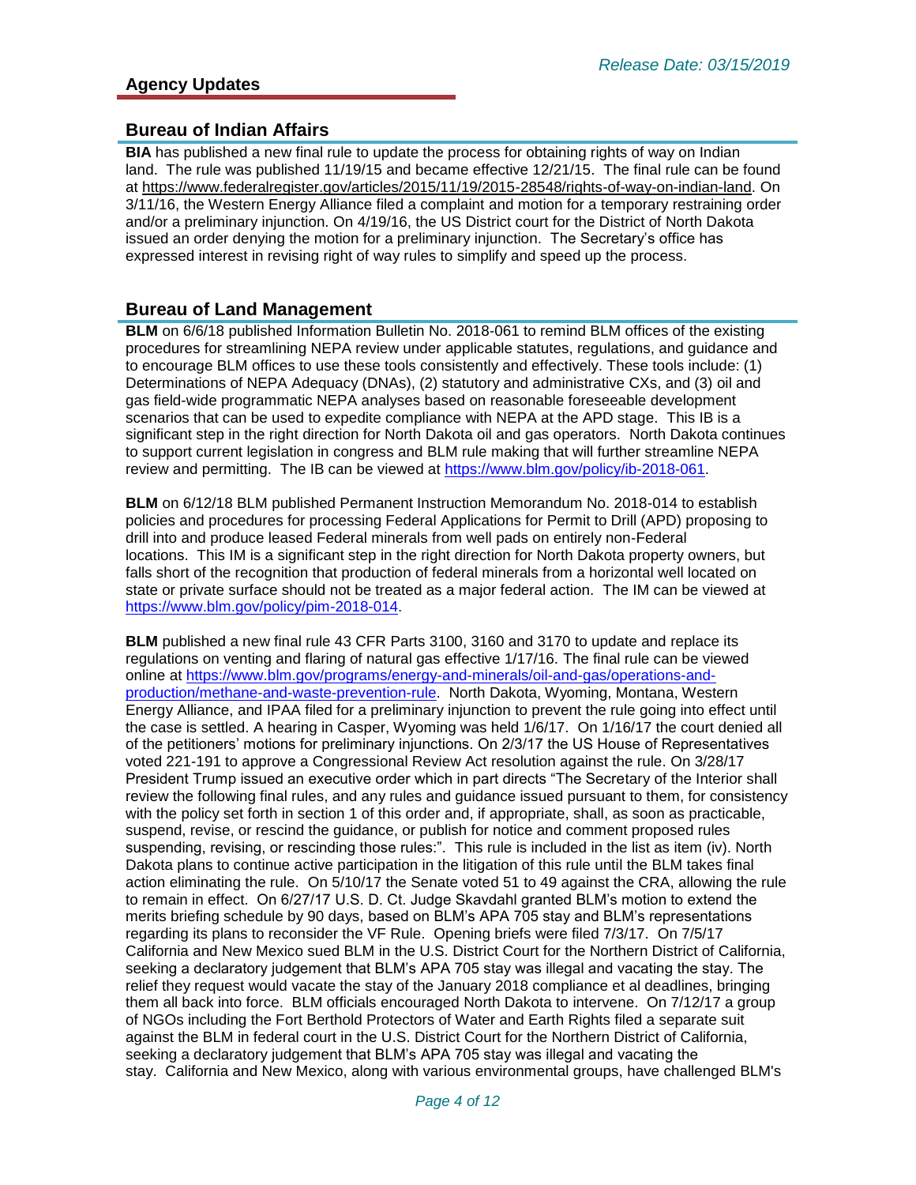## Agency Updates

### Bureau of Indian Affairs

**BIA** has published a new final rule to update the process for obtaining rights of way on Indian land. The rule was published 11/19/15 and became effective 12/21/15. The final rule can be found at https://www.federalregister.gov/articles/2015/11/19/2015-28548/rights-of-way-on-indian-land. On 3/11/16, the Western Energy Alliance filed a complaint and motion for a temporary restraining order and/or a preliminary injunction. On 4/19/16, the US District court for the District of North Dakota issued an order denying the motion for a preliminary injunction. The Secretary's office has expressed interest in revising right of way rules to simplify and speed up the process.

### Bureau of Land Management

**BLM** on 6/6/18 published Information Bulletin No. 2018-061 to remind BLM offices of the existing procedures for streamlining NEPA review under applicable statutes, regulations, and guidance and to encourage BLM offices to use these tools consistently and effectively. These tools include: (1) Determinations of NEPA Adequacy (DNAs), (2) statutory and administrative CXs, and (3) oil and gas field-wide programmatic NEPA analyses based on reasonable foreseeable development scenarios that can be used to expedite compliance with NEPA at the APD stage. This IB is a significant step in the right direction for North Dakota oil and gas operators. North Dakota continues to support current legislation in congress and BLM rule making that will further streamline NEPA review and permitting. The IB can be viewed at https://www.blm.gov/policy/ib-2018-061.

**BLM** on 6/12/18 BLM published Permanent Instruction Memorandum No. 2018-014 to establish policies and procedures for processing Federal Applications for Permit to Drill (APD) proposing to drill into and produce leased Federal minerals from well pads on entirely non-Federal locations. This IM is a significant step in the right direction for North Dakota property owners, but falls short of the recognition that production of federal minerals from a horizontal well located on state or private surface should not be treated as a major federal action. The IM can be viewed at https://www.blm.gov/policy/pim-2018-014.

**BLM** published a new final rule 43 CFR Parts 3100, 3160 and 3170 to update and replace its regulations on venting and flaring of natural gas effective 1/17/16. The final rule can be viewed online at https://www.blm.gov/programs/energy-and-minerals/oil-and-gas/operations-and-production/methane-and-waste-prevention-rule. North Dakota, Wyoming, Montana, Western Energy Alliance, and IPAA filed for a preliminary injunction to prevent the rule going into effect until the case is settled. A hearing in Casper, Wyoming was held 1/6/17. On 1/16/17 the court denied all of the petitioners' motions for preliminary injunctions. On 2/3/17 the US House of Representatives voted 221-191 to approve a Congressional Review Act resolution against the rule. On 3/28/17 President Trump issued an executive order which in part directs "The Secretary of the Interior shall review the following final rules, and any rules and guidance issued pursuant to them, for consistency with the policy set forth in section 1 of this order and, if appropriate, shall, as soon as practicable, suspend, revise, or rescind the guidance, or publish for notice and comment proposed rules suspending, revising, or rescinding those rules:". This rule is included in the list as item (iv). North Dakota plans to continue active participation in the litigation of this rule until the BLM takes final action eliminating the rule. On 5/10/17 the Senate voted 51 to 49 against the CRA, allowing the rule to remain in effect. On 6/27/17 U.S. D. Ct. Judge Skavdahl granted BLM's motion to extend the merits briefing schedule by 90 days, based on BLM's APA 705 stay and BLM's representations regarding its plans to reconsider the VF Rule. Opening briefs were filed 7/3/17. On 7/5/17 California and New Mexico sued BLM in the U.S. District Court for the Northern District of California, seeking a declaratory judgement that BLM's APA 705 stay was illegal and vacating the stay. The relief they request would vacate the stay of the January 2018 compliance et al deadlines, bringing them all back into force. BLM officials encouraged North Dakota to intervene. On 7/12/17 a group of NGOs including the Fort Berthold Protectors of Water and Earth Rights filed a separate suit against the BLM in federal court in the U.S. District Court for the Northern District of California, seeking a declaratory judgement that BLM's APA 705 stay was illegal and vacating the stay. California and New Mexico, along with various environmental groups, have challenged BLM's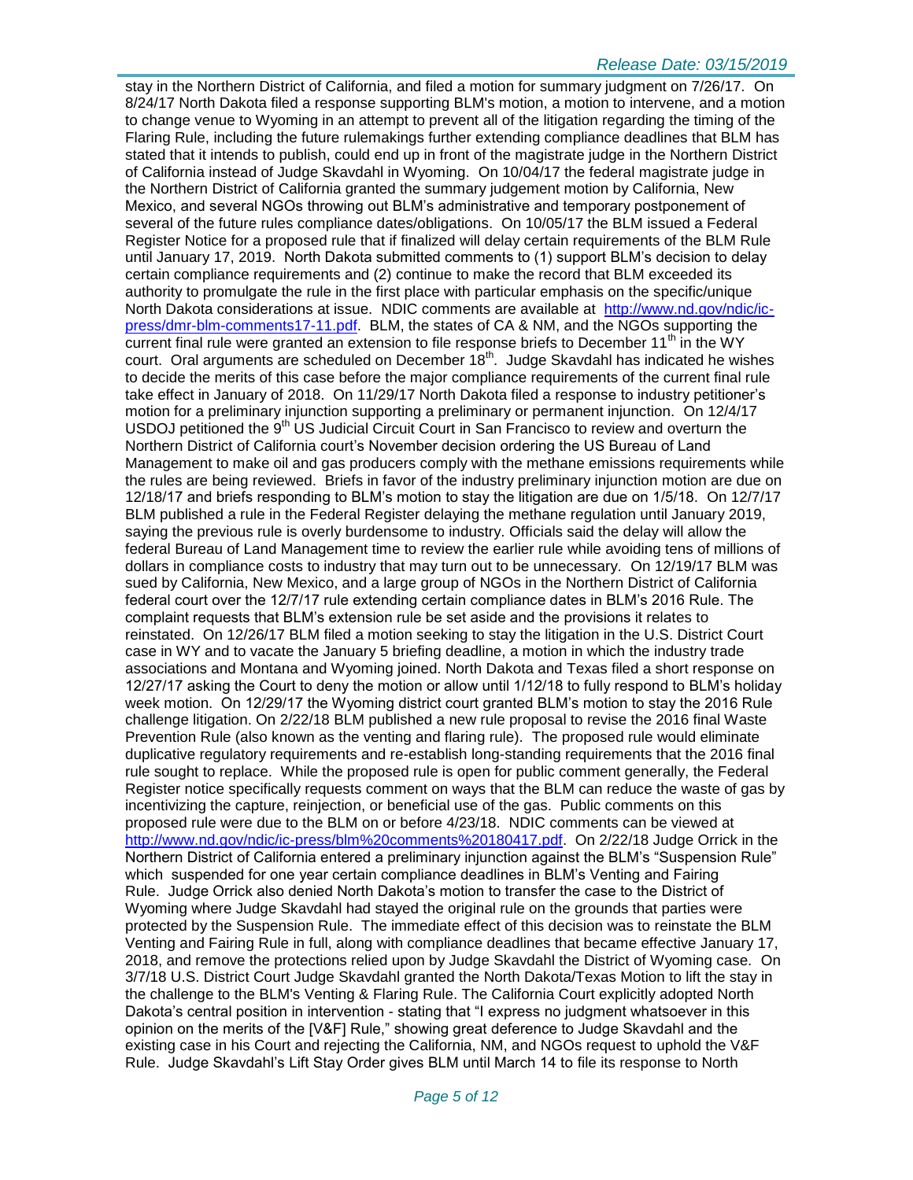stay in the Northern District of California, and filed a motion for summary judgment on 7/26/17. On 8/24/17 North Dakota filed a response supporting BLM's motion, a motion to intervene, and a motion to change venue to Wyoming in an attempt to prevent all of the litigation regarding the timing of the Flaring Rule, including the future rulemakings further extending compliance deadlines that BLM has stated that it intends to publish, could end up in front of the magistrate judge in the Northern District of California instead of Judge Skavdahl in Wyoming. On 10/04/17 the federal magistrate judge in the Northern District of California granted the summary judgement motion by California, New Mexico, and several NGOs throwing out BLM's administrative and temporary postponement of several of the future rules compliance dates/obligations. On 10/05/17 the BLM issued a Federal Register Notice for a proposed rule that if finalized will delay certain requirements of the BLM Rule until January 17, 2019. North Dakota submitted comments to (1) support BLM's decision to delay certain compliance requirements and (2) continue to make the record that BLM exceeded its authority to promulgate the rule in the first place with particular emphasis on the specific/unique North Dakota considerations at issue. NDIC comments are available at http://www.nd.gov/ndic/ic-press/dmr-blm-comments17-11.pdf. BLM, the states of CA & NM, and the NGOs supporting the current final rule were granted an extension to file response briefs to December 11th in the WY court. Oral arguments are scheduled on December 18th. Judge Skavdahl has indicated he wishes to decide the merits of this case before the major compliance requirements of the current final rule take effect in January of 2018. On 11/29/17 North Dakota filed a response to industry petitioner's motion for a preliminary injunction supporting a preliminary or permanent injunction. On 12/4/17 USDOJ petitioned the 9th US Judicial Circuit Court in San Francisco to review and overturn the Northern District of California court's November decision ordering the US Bureau of Land Management to make oil and gas producers comply with the methane emissions requirements while the rules are being reviewed. Briefs in favor of the industry preliminary injunction motion are due on 12/18/17 and briefs responding to BLM's motion to stay the litigation are due on 1/5/18. On 12/7/17 BLM published a rule in the Federal Register delaying the methane regulation until January 2019, saying the previous rule is overly burdensome to industry. Officials said the delay will allow the federal Bureau of Land Management time to review the earlier rule while avoiding tens of millions of dollars in compliance costs to industry that may turn out to be unnecessary. On 12/19/17 BLM was sued by California, New Mexico, and a large group of NGOs in the Northern District of California federal court over the 12/7/17 rule extending certain compliance dates in BLM's 2016 Rule. The complaint requests that BLM's extension rule be set aside and the provisions it relates to reinstated. On 12/26/17 BLM filed a motion seeking to stay the litigation in the U.S. District Court case in WY and to vacate the January 5 briefing deadline, a motion in which the industry trade associations and Montana and Wyoming joined. North Dakota and Texas filed a short response on 12/27/17 asking the Court to deny the motion or allow until 1/12/18 to fully respond to BLM's holiday week motion. On 12/29/17 the Wyoming district court granted BLM's motion to stay the 2016 Rule challenge litigation. On 2/22/18 BLM published a new rule proposal to revise the 2016 final Waste Prevention Rule (also known as the venting and flaring rule). The proposed rule would eliminate duplicative regulatory requirements and re-establish long-standing requirements that the 2016 final rule sought to replace. While the proposed rule is open for public comment generally, the Federal Register notice specifically requests comment on ways that the BLM can reduce the waste of gas by incentivizing the capture, reinjection, or beneficial use of the gas. Public comments on this proposed rule were due to the BLM on or before 4/23/18. NDIC comments can be viewed at http://www.nd.gov/ndic/ic-press/blm%20comments%20180417.pdf. On 2/22/18 Judge Orrick in the Northern District of California entered a preliminary injunction against the BLM's "Suspension Rule" which suspended for one year certain compliance deadlines in BLM's Venting and Fairing Rule. Judge Orrick also denied North Dakota's motion to transfer the case to the District of Wyoming where Judge Skavdahl had stayed the original rule on the grounds that parties were protected by the Suspension Rule. The immediate effect of this decision was to reinstate the BLM Venting and Fairing Rule in full, along with compliance deadlines that became effective January 17, 2018, and remove the protections relied upon by Judge Skavdahl the District of Wyoming case. On 3/7/18 U.S. District Court Judge Skavdahl granted the North Dakota/Texas Motion to lift the stay in the challenge to the BLM's Venting & Flaring Rule. The California Court explicitly adopted North Dakota's central position in intervention - stating that "I express no judgment whatsoever in this opinion on the merits of the [V&F] Rule," showing great deference to Judge Skavdahl and the existing case in his Court and rejecting the California, NM, and NGOs request to uphold the V&F Rule. Judge Skavdahl's Lift Stay Order gives BLM until March 14 to file its response to North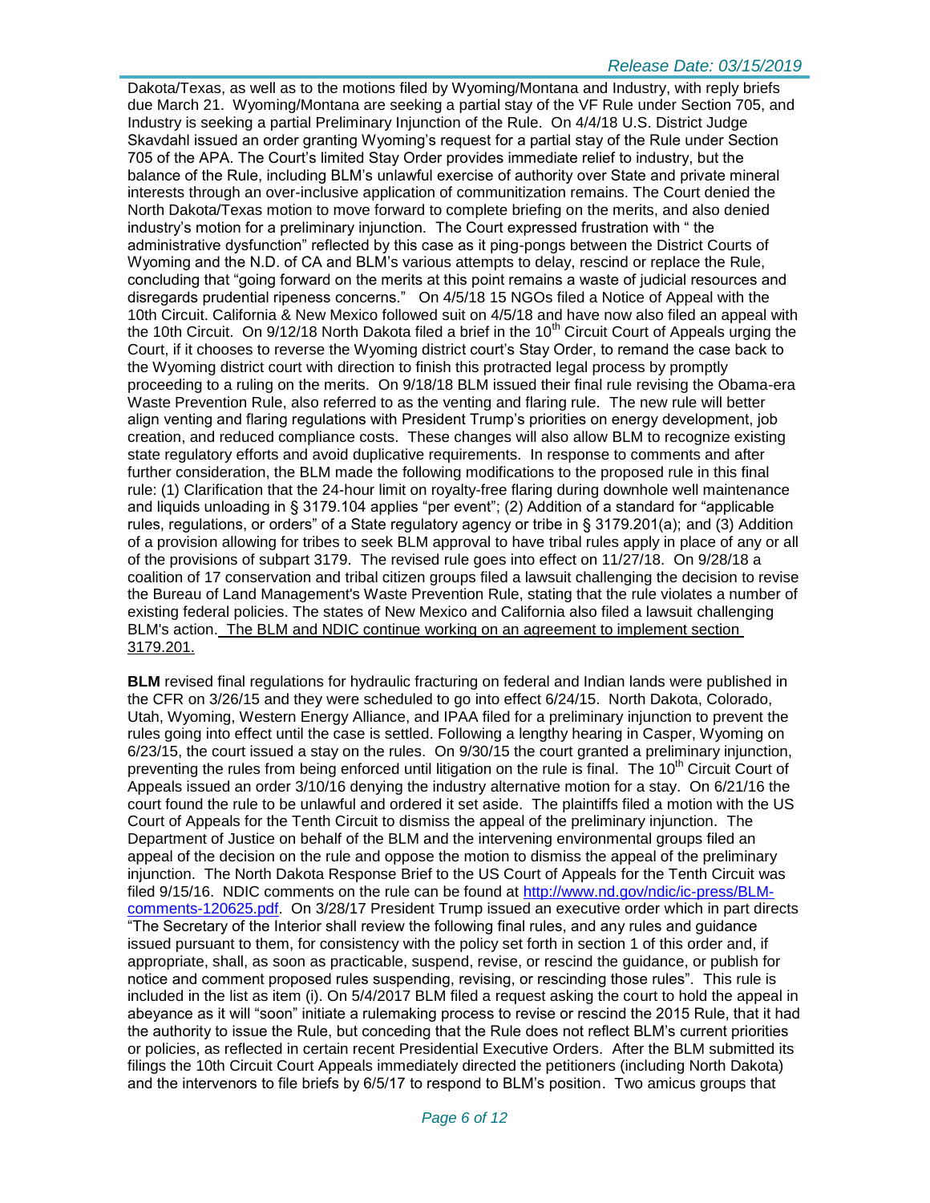Dakota/Texas, as well as to the motions filed by Wyoming/Montana and Industry, with reply briefs due March 21. Wyoming/Montana are seeking a partial stay of the VF Rule under Section 705, and Industry is seeking a partial Preliminary Injunction of the Rule. On 4/4/18 U.S. District Judge Skavdahl issued an order granting Wyoming's request for a partial stay of the Rule under Section 705 of the APA. The Court's limited Stay Order provides immediate relief to industry, but the balance of the Rule, including BLM's unlawful exercise of authority over State and private mineral interests through an over-inclusive application of communitization remains. The Court denied the North Dakota/Texas motion to move forward to complete briefing on the merits, and also denied industry's motion for a preliminary injunction. The Court expressed frustration with " the administrative dysfunction" reflected by this case as it ping-pongs between the District Courts of Wyoming and the N.D. of CA and BLM's various attempts to delay, rescind or replace the Rule, concluding that "going forward on the merits at this point remains a waste of judicial resources and disregards prudential ripeness concerns." On 4/5/18 15 NGOs filed a Notice of Appeal with the 10th Circuit. California & New Mexico followed suit on 4/5/18 and have now also filed an appeal with the 10th Circuit. On 9/12/18 North Dakota filed a brief in the 10th Circuit Court of Appeals urging the Court, if it chooses to reverse the Wyoming district court's Stay Order, to remand the case back to the Wyoming district court with direction to finish this protracted legal process by promptly proceeding to a ruling on the merits. On 9/18/18 BLM issued their final rule revising the Obama-era Waste Prevention Rule, also referred to as the venting and flaring rule. The new rule will better align venting and flaring regulations with President Trump's priorities on energy development, job creation, and reduced compliance costs. These changes will also allow BLM to recognize existing state regulatory efforts and avoid duplicative requirements. In response to comments and after further consideration, the BLM made the following modifications to the proposed rule in this final rule: (1) Clarification that the 24-hour limit on royalty-free flaring during downhole well maintenance and liquids unloading in § 3179.104 applies "per event"; (2) Addition of a standard for "applicable rules, regulations, or orders" of a State regulatory agency or tribe in § 3179.201(a); and (3) Addition of a provision allowing for tribes to seek BLM approval to have tribal rules apply in place of any or all of the provisions of subpart 3179. The revised rule goes into effect on 11/27/18. On 9/28/18 a coalition of 17 conservation and tribal citizen groups filed a lawsuit challenging the decision to revise the Bureau of Land Management's Waste Prevention Rule, stating that the rule violates a number of existing federal policies. The states of New Mexico and California also filed a lawsuit challenging BLM's action. The BLM and NDIC continue working on an agreement to implement section 3179.201.

**BLM** revised final regulations for hydraulic fracturing on federal and Indian lands were published in the CFR on 3/26/15 and they were scheduled to go into effect 6/24/15. North Dakota, Colorado, Utah, Wyoming, Western Energy Alliance, and IPAA filed for a preliminary injunction to prevent the rules going into effect until the case is settled. Following a lengthy hearing in Casper, Wyoming on 6/23/15, the court issued a stay on the rules. On 9/30/15 the court granted a preliminary injunction, preventing the rules from being enforced until litigation on the rule is final. The 10th Circuit Court of Appeals issued an order 3/10/16 denying the industry alternative motion for a stay. On 6/21/16 the court found the rule to be unlawful and ordered it set aside. The plaintiffs filed a motion with the US Court of Appeals for the Tenth Circuit to dismiss the appeal of the preliminary injunction. The Department of Justice on behalf of the BLM and the intervening environmental groups filed an appeal of the decision on the rule and oppose the motion to dismiss the appeal of the preliminary injunction. The North Dakota Response Brief to the US Court of Appeals for the Tenth Circuit was filed 9/15/16. NDIC comments on the rule can be found at [http://www.nd.gov/ndic/ic-press/BLM-comments-120625.pdf](http://www.nd.gov/ndic/ic-press/BLM-comments-120625.pdf). On 3/28/17 President Trump issued an executive order which in part directs "The Secretary of the Interior shall review the following final rules, and any rules and guidance issued pursuant to them, for consistency with the policy set forth in section 1 of this order and, if appropriate, shall, as soon as practicable, suspend, revise, or rescind the guidance, or publish for notice and comment proposed rules suspending, revising, or rescinding those rules". This rule is included in the list as item (i). On 5/4/2017 BLM filed a request asking the court to hold the appeal in abeyance as it will "soon" initiate a rulemaking process to revise or rescind the 2015 Rule, that it had the authority to issue the Rule, but conceding that the Rule does not reflect BLM's current priorities or policies, as reflected in certain recent Presidential Executive Orders. After the BLM submitted its filings the 10th Circuit Court Appeals immediately directed the petitioners (including North Dakota) and the intervenors to file briefs by 6/5/17 to respond to BLM's position. Two amicus groups that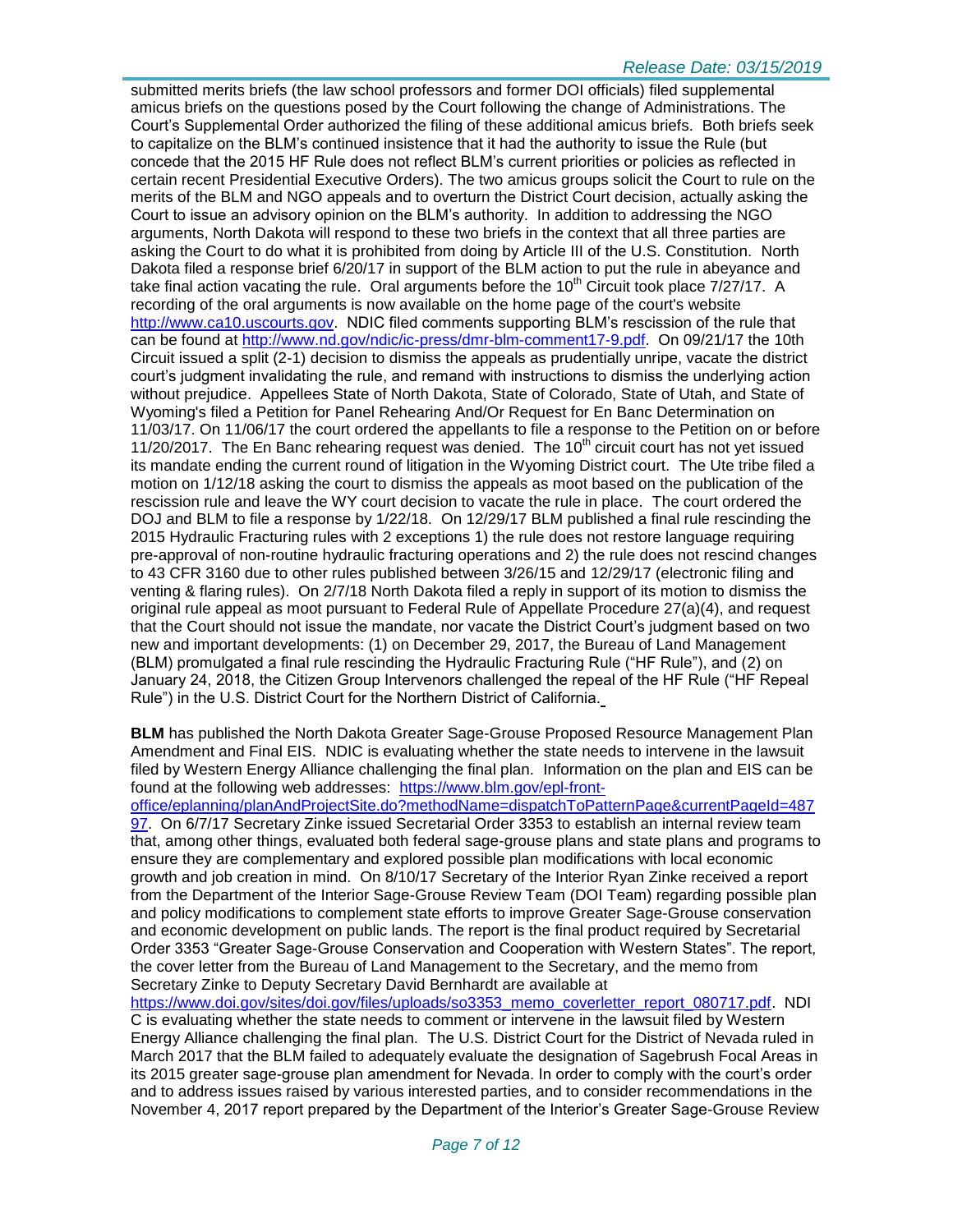submitted merits briefs (the law school professors and former DOI officials) filed supplemental amicus briefs on the questions posed by the Court following the change of Administrations. The Court's Supplemental Order authorized the filing of these additional amicus briefs. Both briefs seek to capitalize on the BLM's continued insistence that it had the authority to issue the Rule (but concede that the 2015 HF Rule does not reflect BLM's current priorities or policies as reflected in certain recent Presidential Executive Orders). The two amicus groups solicit the Court to rule on the merits of the BLM and NGO appeals and to overturn the District Court decision, actually asking the Court to issue an advisory opinion on the BLM's authority. In addition to addressing the NGO arguments, North Dakota will respond to these two briefs in the context that all three parties are asking the Court to do what it is prohibited from doing by Article III of the U.S. Constitution. North Dakota filed a response brief 6/20/17 in support of the BLM action to put the rule in abeyance and take final action vacating the rule. Oral arguments before the 10th Circuit took place 7/27/17. A recording of the oral arguments is now available on the home page of the court's website http://www.ca10.uscourts.gov. NDIC filed comments supporting BLM's rescission of the rule that can be found at http://www.nd.gov/ndic/ic-press/dmr-blm-comment17-9.pdf. On 09/21/17 the 10th Circuit issued a split (2-1) decision to dismiss the appeals as prudentially unripe, vacate the district court's judgment invalidating the rule, and remand with instructions to dismiss the underlying action without prejudice. Appellees State of North Dakota, State of Colorado, State of Utah, and State of Wyoming's filed a Petition for Panel Rehearing And/Or Request for En Banc Determination on 11/03/17. On 11/06/17 the court ordered the appellants to file a response to the Petition on or before 11/20/2017. The En Banc rehearing request was denied. The 10th circuit court has not yet issued its mandate ending the current round of litigation in the Wyoming District court. The Ute tribe filed a motion on 1/12/18 asking the court to dismiss the appeals as moot based on the publication of the rescission rule and leave the WY court decision to vacate the rule in place. The court ordered the DOJ and BLM to file a response by 1/22/18. On 12/29/17 BLM published a final rule rescinding the 2015 Hydraulic Fracturing rules with 2 exceptions 1) the rule does not restore language requiring pre-approval of non-routine hydraulic fracturing operations and 2) the rule does not rescind changes to 43 CFR 3160 due to other rules published between 3/26/15 and 12/29/17 (electronic filing and venting & flaring rules). On 2/7/18 North Dakota filed a reply in support of its motion to dismiss the original rule appeal as moot pursuant to Federal Rule of Appellate Procedure 27(a)(4), and request that the Court should not issue the mandate, nor vacate the District Court's judgment based on two new and important developments: (1) on December 29, 2017, the Bureau of Land Management (BLM) promulgated a final rule rescinding the Hydraulic Fracturing Rule ("HF Rule"), and (2) on January 24, 2018, the Citizen Group Intervenors challenged the repeal of the HF Rule ("HF Repeal Rule") in the U.S. District Court for the Northern District of California.

**BLM** has published the North Dakota Greater Sage-Grouse Proposed Resource Management Plan Amendment and Final EIS. NDIC is evaluating whether the state needs to intervene in the lawsuit filed by Western Energy Alliance challenging the final plan. Information on the plan and EIS can be found at the following web addresses: https://www.blm.gov/epl-front-office/eplanning/planAndProjectSite.do?methodName=dispatchToPatternPage&currentPageId=48797. On 6/7/17 Secretary Zinke issued Secretarial Order 3353 to establish an internal review team that, among other things, evaluated both federal sage-grouse plans and state plans and programs to ensure they are complementary and explored possible plan modifications with local economic growth and job creation in mind. On 8/10/17 Secretary of the Interior Ryan Zinke received a report from the Department of the Interior Sage-Grouse Review Team (DOI Team) regarding possible plan and policy modifications to complement state efforts to improve Greater Sage-Grouse conservation and economic development on public lands. The report is the final product required by Secretarial Order 3353 "Greater Sage-Grouse Conservation and Cooperation with Western States". The report, the cover letter from the Bureau of Land Management to the Secretary, and the memo from Secretary Zinke to Deputy Secretary David Bernhardt are available at https://www.doi.gov/sites/doi.gov/files/uploads/so3353_memo_coverletter_report_080717.pdf. NDIC is evaluating whether the state needs to comment or intervene in the lawsuit filed by Western Energy Alliance challenging the final plan. The U.S. District Court for the District of Nevada ruled in March 2017 that the BLM failed to adequately evaluate the designation of Sagebrush Focal Areas in its 2015 greater sage-grouse plan amendment for Nevada. In order to comply with the court's order and to address issues raised by various interested parties, and to consider recommendations in the November 4, 2017 report prepared by the Department of the Interior's Greater Sage-Grouse Review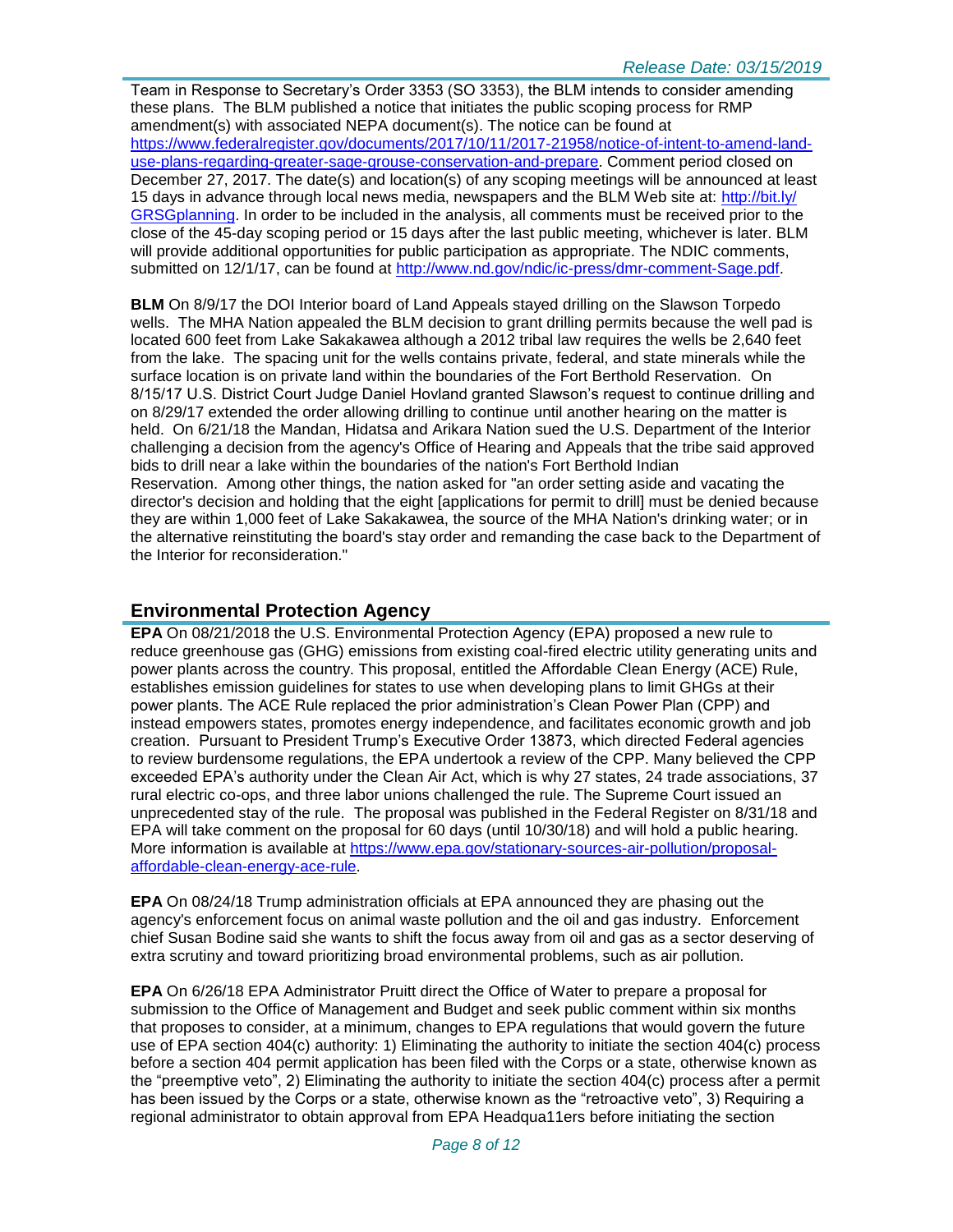Team in Response to Secretary's Order 3353 (SO 3353), the BLM intends to consider amending these plans. The BLM published a notice that initiates the public scoping process for RMP amendment(s) with associated NEPA document(s). The notice can be found at [https://www.federalregister.gov/documents/2017/10/11/2017-21958/notice-of-intent-to-amend-land-use-plans-regarding-greater-sage-grouse-conservation-and-prepare](https://www.federalregister.gov/documents/2017/10/11/2017-21958/notice-of-intent-to-amend-land-use-plans-regarding-greater-sage-grouse-conservation-and-prepare). Comment period closed on December 27, 2017. The date(s) and location(s) of any scoping meetings will be announced at least 15 days in advance through local news media, newspapers and the BLM Web site at: [http://bit.ly/GRSGplanning](http://bit.ly/GRSGplanning). In order to be included in the analysis, all comments must be received prior to the close of the 45-day scoping period or 15 days after the last public meeting, whichever is later. BLM will provide additional opportunities for public participation as appropriate. The NDIC comments, submitted on 12/1/17, can be found at [http://www.nd.gov/ndic/ic-press/dmr-comment-Sage.pdf](http://www.nd.gov/ndic/ic-press/dmr-comment-Sage.pdf).

**BLM** On 8/9/17 the DOI Interior board of Land Appeals stayed drilling on the Slawson Torpedo wells. The MHA Nation appealed the BLM decision to grant drilling permits because the well pad is located 600 feet from Lake Sakakawea although a 2012 tribal law requires the wells be 2,640 feet from the lake. The spacing unit for the wells contains private, federal, and state minerals while the surface location is on private land within the boundaries of the Fort Berthold Reservation. On 8/15/17 U.S. District Court Judge Daniel Hovland granted Slawson's request to continue drilling and on 8/29/17 extended the order allowing drilling to continue until another hearing on the matter is held. On 6/21/18 the Mandan, Hidatsa and Arikara Nation sued the U.S. Department of the Interior challenging a decision from the agency's Office of Hearing and Appeals that the tribe said approved bids to drill near a lake within the boundaries of the nation's Fort Berthold Indian Reservation. Among other things, the nation asked for "an order setting aside and vacating the director's decision and holding that the eight [applications for permit to drill] must be denied because they are within 1,000 feet of Lake Sakakawea, the source of the MHA Nation's drinking water; or in the alternative reinstituting the board's stay order and remanding the case back to the Department of the Interior for reconsideration."

## Environmental Protection Agency

**EPA** On 08/21/2018 the U.S. Environmental Protection Agency (EPA) proposed a new rule to reduce greenhouse gas (GHG) emissions from existing coal-fired electric utility generating units and power plants across the country. This proposal, entitled the Affordable Clean Energy (ACE) Rule, establishes emission guidelines for states to use when developing plans to limit GHGs at their power plants. The ACE Rule replaced the prior administration's Clean Power Plan (CPP) and instead empowers states, promotes energy independence, and facilitates economic growth and job creation. Pursuant to President Trump's Executive Order 13873, which directed Federal agencies to review burdensome regulations, the EPA undertook a review of the CPP. Many believed the CPP exceeded EPA's authority under the Clean Air Act, which is why 27 states, 24 trade associations, 37 rural electric co-ops, and three labor unions challenged the rule. The Supreme Court issued an unprecedented stay of the rule. The proposal was published in the Federal Register on 8/31/18 and EPA will take comment on the proposal for 60 days (until 10/30/18) and will hold a public hearing. More information is available at [https://www.epa.gov/stationary-sources-air-pollution/proposal-affordable-clean-energy-ace-rule](https://www.epa.gov/stationary-sources-air-pollution/proposal-affordable-clean-energy-ace-rule).

**EPA** On 08/24/18 Trump administration officials at EPA announced they are phasing out the agency's enforcement focus on animal waste pollution and the oil and gas industry. Enforcement chief Susan Bodine said she wants to shift the focus away from oil and gas as a sector deserving of extra scrutiny and toward prioritizing broad environmental problems, such as air pollution.

**EPA** On 6/26/18 EPA Administrator Pruitt direct the Office of Water to prepare a proposal for submission to the Office of Management and Budget and seek public comment within six months that proposes to consider, at a minimum, changes to EPA regulations that would govern the future use of EPA section 404(c) authority: 1) Eliminating the authority to initiate the section 404(c) process before a section 404 permit application has been filed with the Corps or a state, otherwise known as the "preemptive veto", 2) Eliminating the authority to initiate the section 404(c) process after a permit has been issued by the Corps or a state, otherwise known as the "retroactive veto", 3) Requiring a regional administrator to obtain approval from EPA Headqua11ers before initiating the section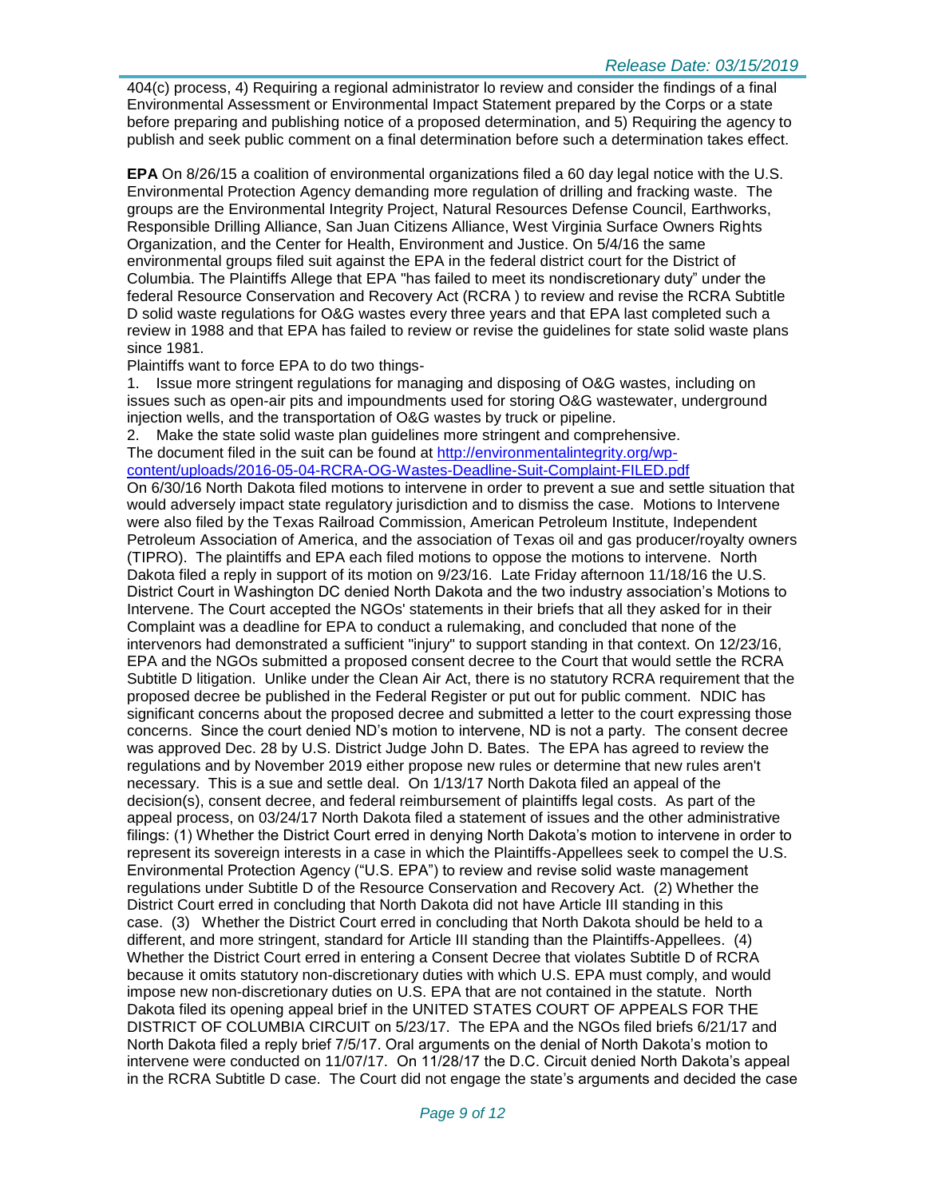404(c) process, 4) Requiring a regional administrator lo review and consider the findings of a final Environmental Assessment or Environmental Impact Statement prepared by the Corps or a state before preparing and publishing notice of a proposed determination, and 5) Requiring the agency to publish and seek public comment on a final determination before such a determination takes effect.

**EPA** On 8/26/15 a coalition of environmental organizations filed a 60 day legal notice with the U.S. Environmental Protection Agency demanding more regulation of drilling and fracking waste. The groups are the Environmental Integrity Project, Natural Resources Defense Council, Earthworks, Responsible Drilling Alliance, San Juan Citizens Alliance, West Virginia Surface Owners Rights Organization, and the Center for Health, Environment and Justice. On 5/4/16 the same environmental groups filed suit against the EPA in the federal district court for the District of Columbia. The Plaintiffs Allege that EPA "has failed to meet its nondiscretionary duty" under the federal Resource Conservation and Recovery Act (RCRA ) to review and revise the RCRA Subtitle D solid waste regulations for O&G wastes every three years and that EPA last completed such a review in 1988 and that EPA has failed to review or revise the guidelines for state solid waste plans since 1981.

Plaintiffs want to force EPA to do two things-

1. Issue more stringent regulations for managing and disposing of O&G wastes, including on issues such as open-air pits and impoundments used for storing O&G wastewater, underground injection wells, and the transportation of O&G wastes by truck or pipeline.
2. Make the state solid waste plan guidelines more stringent and comprehensive.

The document filed in the suit can be found at [http://environmentalintegrity.org/wp-content/uploads/2016-05-04-RCRA-OG-Wastes-Deadline-Suit-Complaint-FILED.pdf](http://environmentalintegrity.org/wp-content/uploads/2016-05-04-RCRA-OG-Wastes-Deadline-Suit-Complaint-FILED.pdf)

On 6/30/16 North Dakota filed motions to intervene in order to prevent a sue and settle situation that would adversely impact state regulatory jurisdiction and to dismiss the case. Motions to Intervene were also filed by the Texas Railroad Commission, American Petroleum Institute, Independent Petroleum Association of America, and the association of Texas oil and gas producer/royalty owners (TIPRO). The plaintiffs and EPA each filed motions to oppose the motions to intervene. North Dakota filed a reply in support of its motion on 9/23/16. Late Friday afternoon 11/18/16 the U.S. District Court in Washington DC denied North Dakota and the two industry association's Motions to Intervene. The Court accepted the NGOs' statements in their briefs that all they asked for in their Complaint was a deadline for EPA to conduct a rulemaking, and concluded that none of the intervenors had demonstrated a sufficient "injury" to support standing in that context. On 12/23/16, EPA and the NGOs submitted a proposed consent decree to the Court that would settle the RCRA Subtitle D litigation. Unlike under the Clean Air Act, there is no statutory RCRA requirement that the proposed decree be published in the Federal Register or put out for public comment. NDIC has significant concerns about the proposed decree and submitted a letter to the court expressing those concerns. Since the court denied ND's motion to intervene, ND is not a party. The consent decree was approved Dec. 28 by U.S. District Judge John D. Bates. The EPA has agreed to review the regulations and by November 2019 either propose new rules or determine that new rules aren't necessary. This is a sue and settle deal. On 1/13/17 North Dakota filed an appeal of the decision(s), consent decree, and federal reimbursement of plaintiffs legal costs. As part of the appeal process, on 03/24/17 North Dakota filed a statement of issues and the other administrative filings: (1) Whether the District Court erred in denying North Dakota's motion to intervene in order to represent its sovereign interests in a case in which the Plaintiffs-Appellees seek to compel the U.S. Environmental Protection Agency ("U.S. EPA") to review and revise solid waste management regulations under Subtitle D of the Resource Conservation and Recovery Act. (2) Whether the District Court erred in concluding that North Dakota did not have Article III standing in this case. (3) Whether the District Court erred in concluding that North Dakota should be held to a different, and more stringent, standard for Article III standing than the Plaintiffs-Appellees. (4) Whether the District Court erred in entering a Consent Decree that violates Subtitle D of RCRA because it omits statutory non-discretionary duties with which U.S. EPA must comply, and would impose new non-discretionary duties on U.S. EPA that are not contained in the statute. North Dakota filed its opening appeal brief in the UNITED STATES COURT OF APPEALS FOR THE DISTRICT OF COLUMBIA CIRCUIT on 5/23/17. The EPA and the NGOs filed briefs 6/21/17 and North Dakota filed a reply brief 7/5/17. Oral arguments on the denial of North Dakota's motion to intervene were conducted on 11/07/17. On 11/28/17 the D.C. Circuit denied North Dakota's appeal in the RCRA Subtitle D case. The Court did not engage the state's arguments and decided the case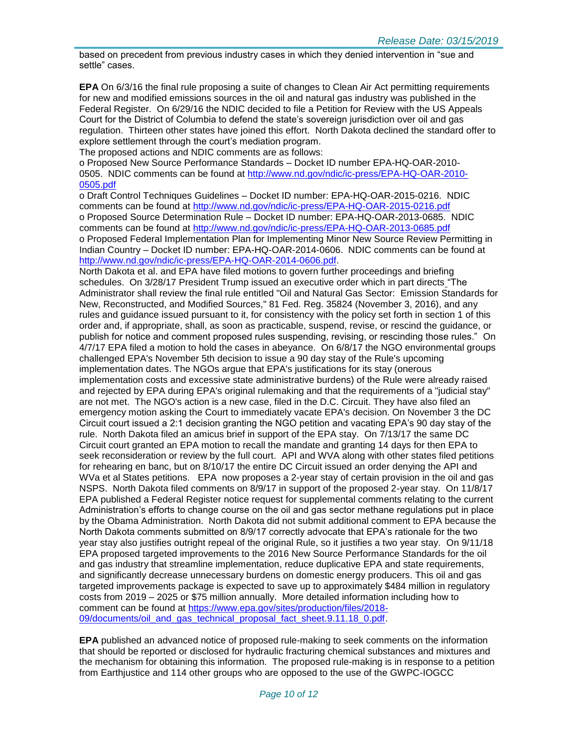based on precedent from previous industry cases in which they denied intervention in "sue and settle" cases.

**EPA** On 6/3/16 the final rule proposing a suite of changes to Clean Air Act permitting requirements for new and modified emissions sources in the oil and natural gas industry was published in the Federal Register. On 6/29/16 the NDIC decided to file a Petition for Review with the US Appeals Court for the District of Columbia to defend the state's sovereign jurisdiction over oil and gas regulation. Thirteen other states have joined this effort. North Dakota declined the standard offer to explore settlement through the court's mediation program.
The proposed actions and NDIC comments are as follows:
o Proposed New Source Performance Standards – Docket ID number EPA-HQ-OAR-2010-0505. NDIC comments can be found at http://www.nd.gov/ndic/ic-press/EPA-HQ-OAR-2010-0505.pdf
o Draft Control Techniques Guidelines – Docket ID number: EPA-HQ-OAR-2015-0216. NDIC comments can be found at http://www.nd.gov/ndic/ic-press/EPA-HQ-OAR-2015-0216.pdf
o Proposed Source Determination Rule – Docket ID number: EPA-HQ-OAR-2013-0685. NDIC comments can be found at http://www.nd.gov/ndic/ic-press/EPA-HQ-OAR-2013-0685.pdf
o Proposed Federal Implementation Plan for Implementing Minor New Source Review Permitting in Indian Country – Docket ID number: EPA-HQ-OAR-2014-0606. NDIC comments can be found at http://www.nd.gov/ndic/ic-press/EPA-HQ-OAR-2014-0606.pdf.
North Dakota et al. and EPA have filed motions to govern further proceedings and briefing schedules. On 3/28/17 President Trump issued an executive order which in part directs "The Administrator shall review the final rule entitled "Oil and Natural Gas Sector: Emission Standards for New, Reconstructed, and Modified Sources," 81 Fed. Reg. 35824 (November 3, 2016), and any rules and guidance issued pursuant to it, for consistency with the policy set forth in section 1 of this order and, if appropriate, shall, as soon as practicable, suspend, revise, or rescind the guidance, or publish for notice and comment proposed rules suspending, revising, or rescinding those rules." On 4/7/17 EPA filed a motion to hold the cases in abeyance. On 6/8/17 the NGO environmental groups challenged EPA's November 5th decision to issue a 90 day stay of the Rule's upcoming implementation dates. The NGOs argue that EPA's justifications for its stay (onerous implementation costs and excessive state administrative burdens) of the Rule were already raised and rejected by EPA during EPA's original rulemaking and that the requirements of a "judicial stay" are not met. The NGO's action is a new case, filed in the D.C. Circuit. They have also filed an emergency motion asking the Court to immediately vacate EPA's decision. On November 3 the DC Circuit court issued a 2:1 decision granting the NGO petition and vacating EPA's 90 day stay of the rule. North Dakota filed an amicus brief in support of the EPA stay. On 7/13/17 the same DC Circuit court granted an EPA motion to recall the mandate and granting 14 days for then EPA to seek reconsideration or review by the full court. API and WVA along with other states filed petitions for rehearing en banc, but on 8/10/17 the entire DC Circuit issued an order denying the API and WVa et al States petitions. EPA now proposes a 2-year stay of certain provision in the oil and gas NSPS. North Dakota filed comments on 8/9/17 in support of the proposed 2-year stay. On 11/8/17 EPA published a Federal Register notice request for supplemental comments relating to the current Administration's efforts to change course on the oil and gas sector methane regulations put in place by the Obama Administration. North Dakota did not submit additional comment to EPA because the North Dakota comments submitted on 8/9/17 correctly advocate that EPA's rationale for the two year stay also justifies outright repeal of the original Rule, so it justifies a two year stay. On 9/11/18 EPA proposed targeted improvements to the 2016 New Source Performance Standards for the oil and gas industry that streamline implementation, reduce duplicative EPA and state requirements, and significantly decrease unnecessary burdens on domestic energy producers. This oil and gas targeted improvements package is expected to save up to approximately $484 million in regulatory costs from 2019 – 2025 or $75 million annually. More detailed information including how to comment can be found at https://www.epa.gov/sites/production/files/2018-09/documents/oil_and_gas_technical_proposal_fact_sheet.9.11.18_0.pdf.

**EPA** published an advanced notice of proposed rule-making to seek comments on the information that should be reported or disclosed for hydraulic fracturing chemical substances and mixtures and the mechanism for obtaining this information. The proposed rule-making is in response to a petition from Earthjustice and 114 other groups who are opposed to the use of the GWPC-IOGCC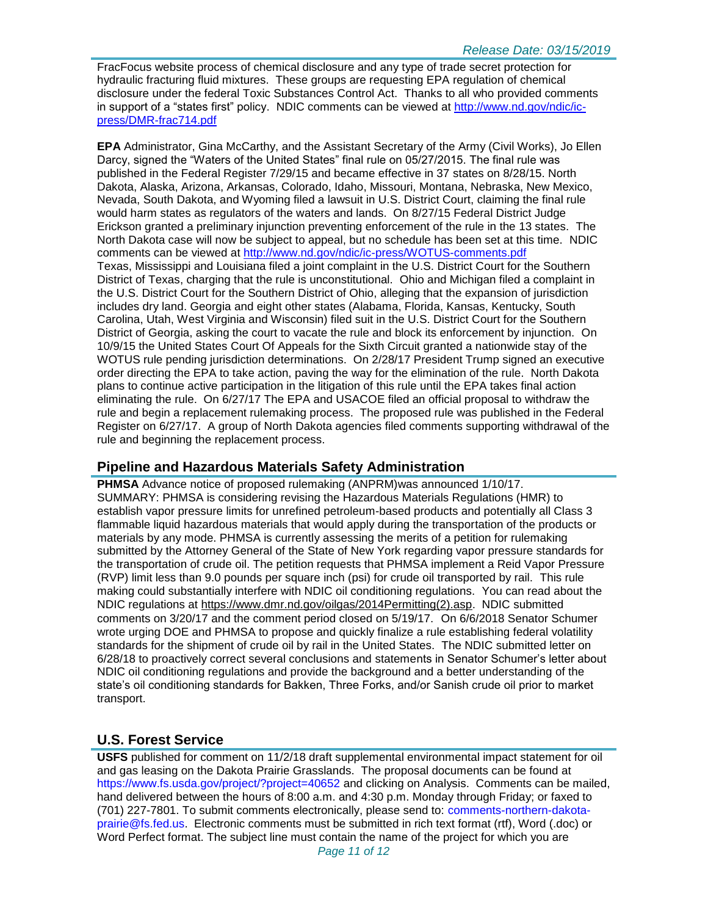FracFocus website process of chemical disclosure and any type of trade secret protection for hydraulic fracturing fluid mixtures. These groups are requesting EPA regulation of chemical disclosure under the federal Toxic Substances Control Act. Thanks to all who provided comments in support of a "states first" policy. NDIC comments can be viewed at http://www.nd.gov/ndic/ic-press/DMR-frac714.pdf

**EPA** Administrator, Gina McCarthy, and the Assistant Secretary of the Army (Civil Works), Jo Ellen Darcy, signed the "Waters of the United States" final rule on 05/27/2015. The final rule was published in the Federal Register 7/29/15 and became effective in 37 states on 8/28/15. North Dakota, Alaska, Arizona, Arkansas, Colorado, Idaho, Missouri, Montana, Nebraska, New Mexico, Nevada, South Dakota, and Wyoming filed a lawsuit in U.S. District Court, claiming the final rule would harm states as regulators of the waters and lands. On 8/27/15 Federal District Judge Erickson granted a preliminary injunction preventing enforcement of the rule in the 13 states. The North Dakota case will now be subject to appeal, but no schedule has been set at this time. NDIC comments can be viewed at http://www.nd.gov/ndic/ic-press/WOTUS-comments.pdf
Texas, Mississippi and Louisiana filed a joint complaint in the U.S. District Court for the Southern District of Texas, charging that the rule is unconstitutional. Ohio and Michigan filed a complaint in the U.S. District Court for the Southern District of Ohio, alleging that the expansion of jurisdiction includes dry land. Georgia and eight other states (Alabama, Florida, Kansas, Kentucky, South Carolina, Utah, West Virginia and Wisconsin) filed suit in the U.S. District Court for the Southern District of Georgia, asking the court to vacate the rule and block its enforcement by injunction. On 10/9/15 the United States Court Of Appeals for the Sixth Circuit granted a nationwide stay of the WOTUS rule pending jurisdiction determinations. On 2/28/17 President Trump signed an executive order directing the EPA to take action, paving the way for the elimination of the rule. North Dakota plans to continue active participation in the litigation of this rule until the EPA takes final action eliminating the rule. On 6/27/17 The EPA and USACOE filed an official proposal to withdraw the rule and begin a replacement rulemaking process. The proposed rule was published in the Federal Register on 6/27/17. A group of North Dakota agencies filed comments supporting withdrawal of the rule and beginning the replacement process.

## Pipeline and Hazardous Materials Safety Administration

**PHMSA** Advance notice of proposed rulemaking (ANPRM)was announced 1/10/17.
SUMMARY: PHMSA is considering revising the Hazardous Materials Regulations (HMR) to establish vapor pressure limits for unrefined petroleum-based products and potentially all Class 3 flammable liquid hazardous materials that would apply during the transportation of the products or materials by any mode. PHMSA is currently assessing the merits of a petition for rulemaking submitted by the Attorney General of the State of New York regarding vapor pressure standards for the transportation of crude oil. The petition requests that PHMSA implement a Reid Vapor Pressure (RVP) limit less than 9.0 pounds per square inch (psi) for crude oil transported by rail. This rule making could substantially interfere with NDIC oil conditioning regulations. You can read about the NDIC regulations at https://www.dmr.nd.gov/oilgas/2014Permitting(2).asp. NDIC submitted comments on 3/20/17 and the comment period closed on 5/19/17. On 6/6/2018 Senator Schumer wrote urging DOE and PHMSA to propose and quickly finalize a rule establishing federal volatility standards for the shipment of crude oil by rail in the United States. The NDIC submitted letter on 6/28/18 to proactively correct several conclusions and statements in Senator Schumer's letter about NDIC oil conditioning regulations and provide the background and a better understanding of the state's oil conditioning standards for Bakken, Three Forks, and/or Sanish crude oil prior to market transport.

## U.S. Forest Service

**USFS** published for comment on 11/2/18 draft supplemental environmental impact statement for oil and gas leasing on the Dakota Prairie Grasslands. The proposal documents can be found at https://www.fs.usda.gov/project/?project=40652 and clicking on Analysis. Comments can be mailed, hand delivered between the hours of 8:00 a.m. and 4:30 p.m. Monday through Friday; or faxed to (701) 227-7801. To submit comments electronically, please send to: comments-northern-dakota-prairie@fs.fed.us. Electronic comments must be submitted in rich text format (rtf), Word (.doc) or Word Perfect format. The subject line must contain the name of the project for which you are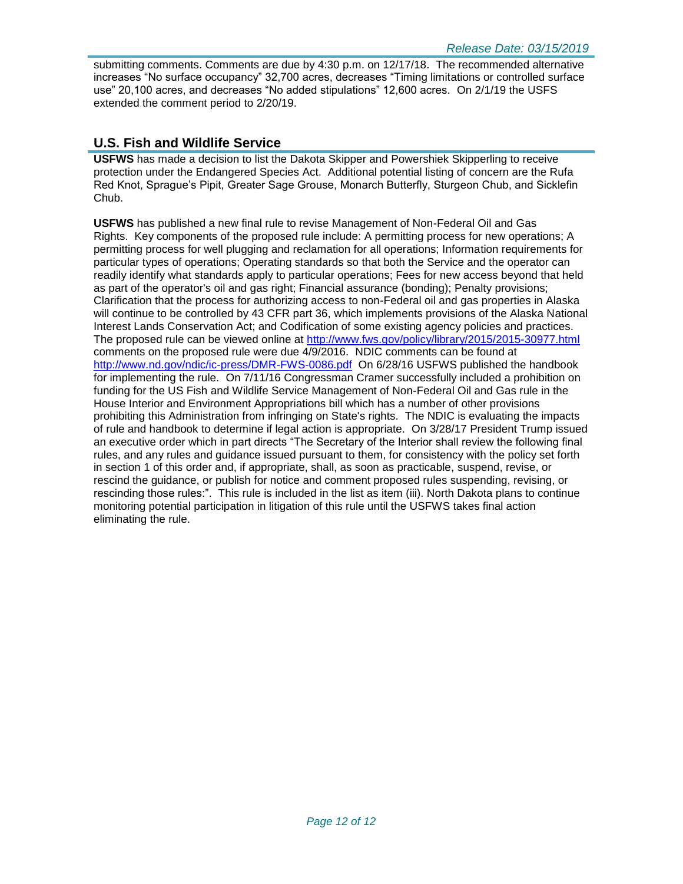submitting comments. Comments are due by 4:30 p.m. on 12/17/18. The recommended alternative increases "No surface occupancy" 32,700 acres, decreases "Timing limitations or controlled surface use" 20,100 acres, and decreases "No added stipulations" 12,600 acres. On 2/1/19 the USFS extended the comment period to 2/20/19.

## U.S. Fish and Wildlife Service

**USFWS** has made a decision to list the Dakota Skipper and Powershiek Skipperling to receive protection under the Endangered Species Act. Additional potential listing of concern are the Rufa Red Knot, Sprague's Pipit, Greater Sage Grouse, Monarch Butterfly, Sturgeon Chub, and Sicklefin Chub.

**USFWS** has published a new final rule to revise Management of Non-Federal Oil and Gas Rights. Key components of the proposed rule include: A permitting process for new operations; A permitting process for well plugging and reclamation for all operations; Information requirements for particular types of operations; Operating standards so that both the Service and the operator can readily identify what standards apply to particular operations; Fees for new access beyond that held as part of the operator's oil and gas right; Financial assurance (bonding); Penalty provisions; Clarification that the process for authorizing access to non-Federal oil and gas properties in Alaska will continue to be controlled by 43 CFR part 36, which implements provisions of the Alaska National Interest Lands Conservation Act; and Codification of some existing agency policies and practices. The proposed rule can be viewed online at http://www.fws.gov/policy/library/2015/2015-30977.html comments on the proposed rule were due 4/9/2016. NDIC comments can be found at http://www.nd.gov/ndic/ic-press/DMR-FWS-0086.pdf On 6/28/16 USFWS published the handbook for implementing the rule. On 7/11/16 Congressman Cramer successfully included a prohibition on funding for the US Fish and Wildlife Service Management of Non-Federal Oil and Gas rule in the House Interior and Environment Appropriations bill which has a number of other provisions prohibiting this Administration from infringing on State's rights. The NDIC is evaluating the impacts of rule and handbook to determine if legal action is appropriate. On 3/28/17 President Trump issued an executive order which in part directs "The Secretary of the Interior shall review the following final rules, and any rules and guidance issued pursuant to them, for consistency with the policy set forth in section 1 of this order and, if appropriate, shall, as soon as practicable, suspend, revise, or rescind the guidance, or publish for notice and comment proposed rules suspending, revising, or rescinding those rules:". This rule is included in the list as item (iii). North Dakota plans to continue monitoring potential participation in litigation of this rule until the USFWS takes final action eliminating the rule.